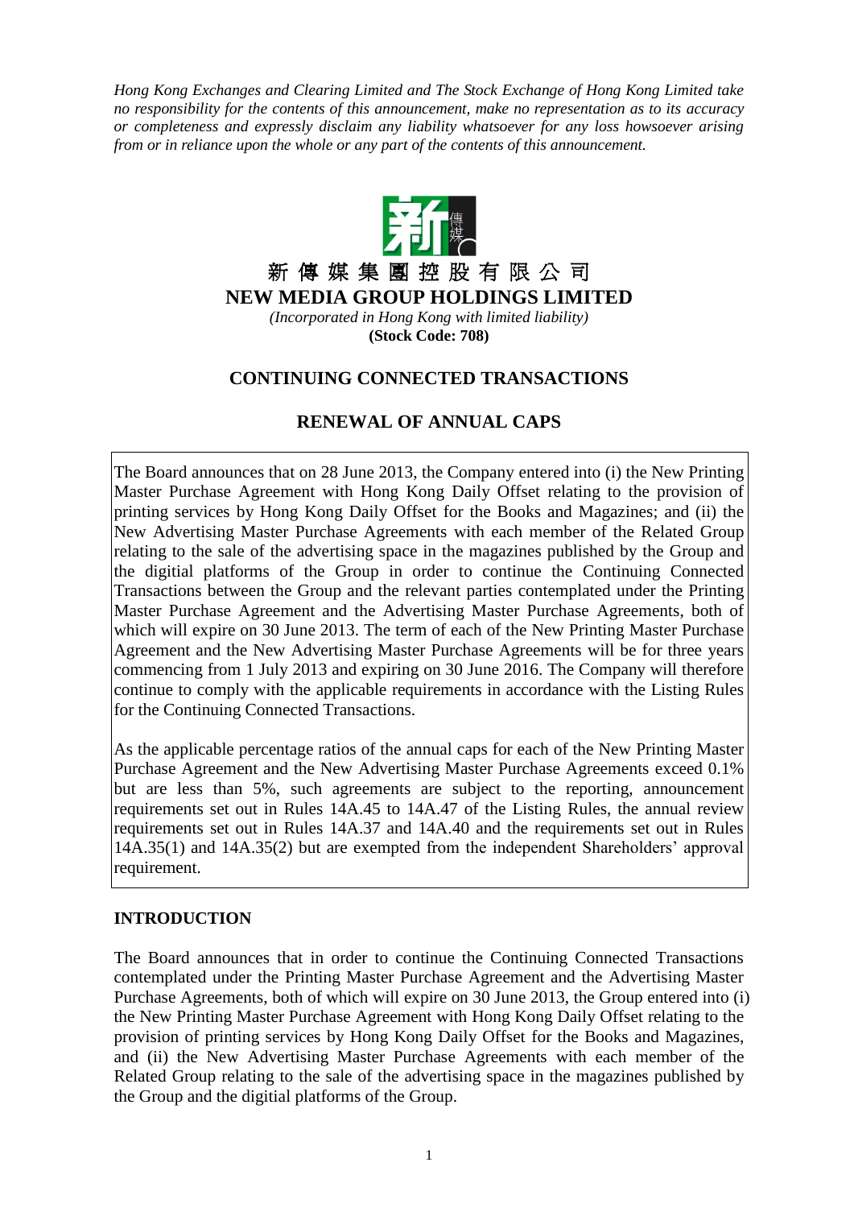*Hong Kong Exchanges and Clearing Limited and The Stock Exchange of Hong Kong Limited take no responsibility for the contents of this announcement, make no representation as to its accuracy or completeness and expressly disclaim any liability whatsoever for any loss howsoever arising from or in reliance upon the whole or any part of the contents of this announcement.*

新 傳 媒 集 團 控 股 有 限 公 司

**NEW MEDIA GROUP HOLDINGS LIMITED**

*(Incorporated in Hong Kong with limited liability)*

**(Stock Code: 708)**

## CONTINUING CONNECTED TRANSACTIONS

## RENEWAL OF ANNUAL CAPS

The Board announces that on 28 June 2013, the Company entered into (i) the New Printing Master Purchase Agreement with Hong Kong Daily Offset relating to the provision of printing services by Hong Kong Daily Offset for the Books and Magazines; and (ii) the New Advertising Master Purchase Agreements with each member of the Related Group relating to the sale of the advertising space in the magazines published by the Group and the digitial platforms of the Group in order to continue the Continuing Connected Transactions between the Group and the relevant parties contemplated under the Printing Master Purchase Agreement and the Advertising Master Purchase Agreements, both of which will expire on 30 June 2013. The term of each of the New Printing Master Purchase Agreement and the New Advertising Master Purchase Agreements will be for three years commencing from 1 July 2013 and expiring on 30 June 2016. The Company will therefore continue to comply with the applicable requirements in accordance with the Listing Rules for the Continuing Connected Transactions.

As the applicable percentage ratios of the annual caps for each of the New Printing Master Purchase Agreement and the New Advertising Master Purchase Agreements exceed 0.1% but are less than 5%, such agreements are subject to the reporting, announcement requirements set out in Rules 14A.45 to 14A.47 of the Listing Rules, the annual review requirements set out in Rules 14A.37 and 14A.40 and the requirements set out in Rules 14A.35(1) and 14A.35(2) but are exempted from the independent Shareholders' approval requirement.

### INTRODUCTION

The Board announces that in order to continue the Continuing Connected Transactions contemplated under the Printing Master Purchase Agreement and the Advertising Master Purchase Agreements, both of which will expire on 30 June 2013, the Group entered into (i) the New Printing Master Purchase Agreement with Hong Kong Daily Offset relating to the provision of printing services by Hong Kong Daily Offset for the Books and Magazines, and (ii) the New Advertising Master Purchase Agreements with each member of the Related Group relating to the sale of the advertising space in the magazines published by the Group and the digitial platforms of the Group.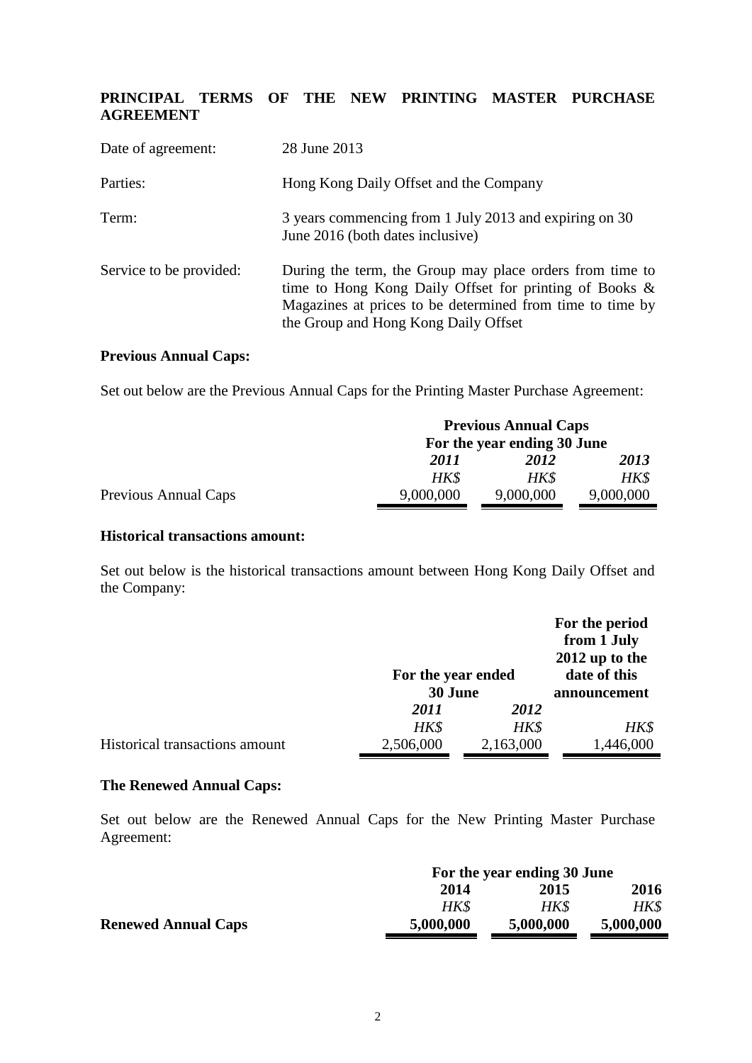## PRINCIPAL TERMS OF THE NEW PRINTING MASTER PURCHASE AGREEMENT

| | |
|---|---|
| Date of agreement: | 28 June 2013 |
| Parties: | Hong Kong Daily Offset and the Company |
| Term: | 3 years commencing from 1 July 2013 and expiring on 30 June 2016 (both dates inclusive) |
| Service to be provided: | During the term, the Group may place orders from time to time to Hong Kong Daily Offset for printing of Books & Magazines at prices to be determined from time to time by the Group and Hong Kong Daily Offset |

**Previous Annual Caps:**

Set out below are the Previous Annual Caps for the Printing Master Purchase Agreement:

| | **Previous Annual Caps** | | |
|---|---|---|---|
| | **For the year ending 30 June** | | |
| | ***2011*** | ***2012*** | ***2013*** |
| | *HK$* | *HK$* | *HK$* |
| Previous Annual Caps | 9,000,000 | 9,000,000 | 9,000,000 |

**Historical transactions amount:**

Set out below is the historical transactions amount between Hong Kong Daily Offset and the Company:

| | **For the year ended 30 June** | | **For the period from 1 July 2012 up to the date of this announcement** |
|---|---|---|---|
| | ***2011*** | ***2012*** | |
| | *HK$* | *HK$* | *HK$* |
| Historical transactions amount | 2,506,000 | 2,163,000 | 1,446,000 |

**The Renewed Annual Caps:**

Set out below are the Renewed Annual Caps for the New Printing Master Purchase Agreement:

| | **For the year ending 30 June** | | |
|---|---|---|---|
| | **2014** | **2015** | **2016** |
| | *HK$* | *HK$* | *HK$* |
| **Renewed Annual Caps** | **5,000,000** | **5,000,000** | **5,000,000** |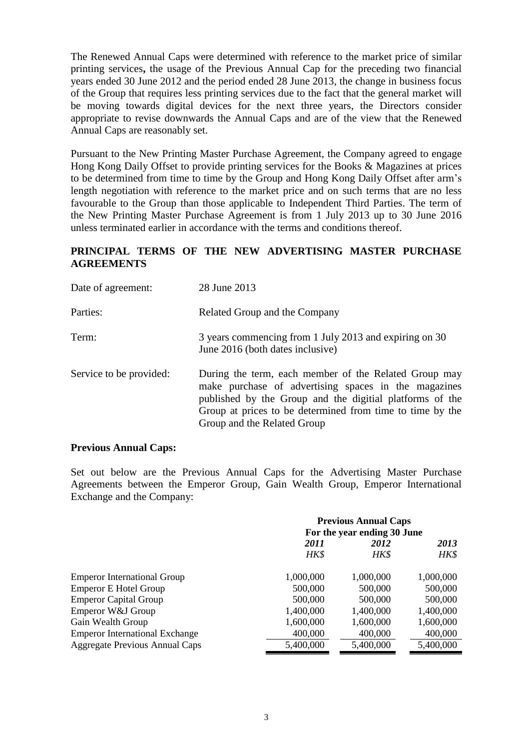The Renewed Annual Caps were determined with reference to the market price of similar printing services**,** the usage of the Previous Annual Cap for the preceding two financial years ended 30 June 2012 and the period ended 28 June 2013, the change in business focus of the Group that requires less printing services due to the fact that the general market will be moving towards digital devices for the next three years, the Directors consider appropriate to revise downwards the Annual Caps and are of the view that the Renewed Annual Caps are reasonably set.

Pursuant to the New Printing Master Purchase Agreement, the Company agreed to engage Hong Kong Daily Offset to provide printing services for the Books & Magazines at prices to be determined from time to time by the Group and Hong Kong Daily Offset after arm's length negotiation with reference to the market price and on such terms that are no less favourable to the Group than those applicable to Independent Third Parties. The term of the New Printing Master Purchase Agreement is from 1 July 2013 up to 30 June 2016 unless terminated earlier in accordance with the terms and conditions thereof.

## PRINCIPAL TERMS OF THE NEW ADVERTISING MASTER PURCHASE AGREEMENTS

| | |
|---|---|
| Date of agreement: | 28 June 2013 |
| Parties: | Related Group and the Company |
| Term: | 3 years commencing from 1 July 2013 and expiring on 30 June 2016 (both dates inclusive) |
| Service to be provided: | During the term, each member of the Related Group may make purchase of advertising spaces in the magazines published by the Group and the digitial platforms of the Group at prices to be determined from time to time by the Group and the Related Group |

### Previous Annual Caps:

Set out below are the Previous Annual Caps for the Advertising Master Purchase Agreements between the Emperor Group, Gain Wealth Group, Emperor International Exchange and the Company:

| | Previous Annual Caps For the year ending 30 June | | |
|---|---|---|---|
| | *2011* | *2012* | *2013* |
| | *HK$* | *HK$* | *HK$* |
| Emperor International Group | 1,000,000 | 1,000,000 | 1,000,000 |
| Emperor E Hotel Group | 500,000 | 500,000 | 500,000 |
| Emperor Capital Group | 500,000 | 500,000 | 500,000 |
| Emperor W&J Group | 1,400,000 | 1,400,000 | 1,400,000 |
| Gain Wealth Group | 1,600,000 | 1,600,000 | 1,600,000 |
| Emperor International Exchange | 400,000 | 400,000 | 400,000 |
| Aggregate Previous Annual Caps | 5,400,000 | 5,400,000 | 5,400,000 |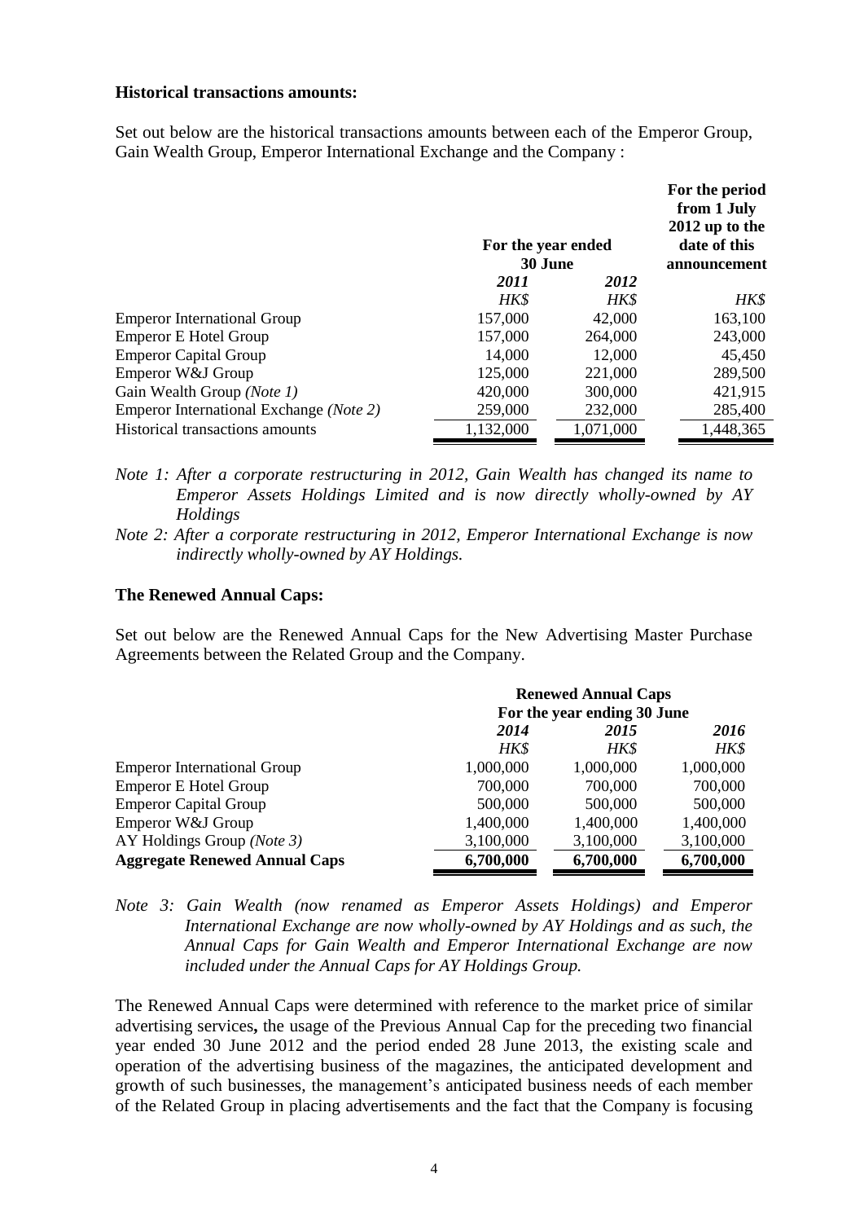**Historical transactions amounts:**

Set out below are the historical transactions amounts between each of the Emperor Group, Gain Wealth Group, Emperor International Exchange and the Company :

| | For the year ended 30 June | | For the period from 1 July 2012 up to the date of this announcement |
|---|---|---|---|
| | *2011* | *2012* | |
| | *HK$* | *HK$* | *HK$* |
| Emperor International Group | 157,000 | 42,000 | 163,100 |
| Emperor E Hotel Group | 157,000 | 264,000 | 243,000 |
| Emperor Capital Group | 14,000 | 12,000 | 45,450 |
| Emperor W&J Group | 125,000 | 221,000 | 289,500 |
| Gain Wealth Group *(Note 1)* | 420,000 | 300,000 | 421,915 |
| Emperor International Exchange *(Note 2)* | 259,000 | 232,000 | 285,400 |
| Historical transactions amounts | 1,132,000 | 1,071,000 | 1,448,365 |

*Note 1: After a corporate restructuring in 2012, Gain Wealth has changed its name to Emperor Assets Holdings Limited and is now directly wholly-owned by AY Holdings*

*Note 2: After a corporate restructuring in 2012, Emperor International Exchange is now indirectly wholly-owned by AY Holdings.*

**The Renewed Annual Caps:**

Set out below are the Renewed Annual Caps for the New Advertising Master Purchase Agreements between the Related Group and the Company.

| | Renewed Annual Caps For the year ending 30 June | | |
|---|---|---|---|
| | *2014* | *2015* | *2016* |
| | *HK$* | *HK$* | *HK$* |
| Emperor International Group | 1,000,000 | 1,000,000 | 1,000,000 |
| Emperor E Hotel Group | 700,000 | 700,000 | 700,000 |
| Emperor Capital Group | 500,000 | 500,000 | 500,000 |
| Emperor W&J Group | 1,400,000 | 1,400,000 | 1,400,000 |
| AY Holdings Group *(Note 3)* | 3,100,000 | 3,100,000 | 3,100,000 |
| **Aggregate Renewed Annual Caps** | **6,700,000** | **6,700,000** | **6,700,000** |

*Note 3: Gain Wealth (now renamed as Emperor Assets Holdings) and Emperor International Exchange are now wholly-owned by AY Holdings and as such, the Annual Caps for Gain Wealth and Emperor International Exchange are now included under the Annual Caps for AY Holdings Group.*

The Renewed Annual Caps were determined with reference to the market price of similar advertising services**,** the usage of the Previous Annual Cap for the preceding two financial year ended 30 June 2012 and the period ended 28 June 2013, the existing scale and operation of the advertising business of the magazines, the anticipated development and growth of such businesses, the management's anticipated business needs of each member of the Related Group in placing advertisements and the fact that the Company is focusing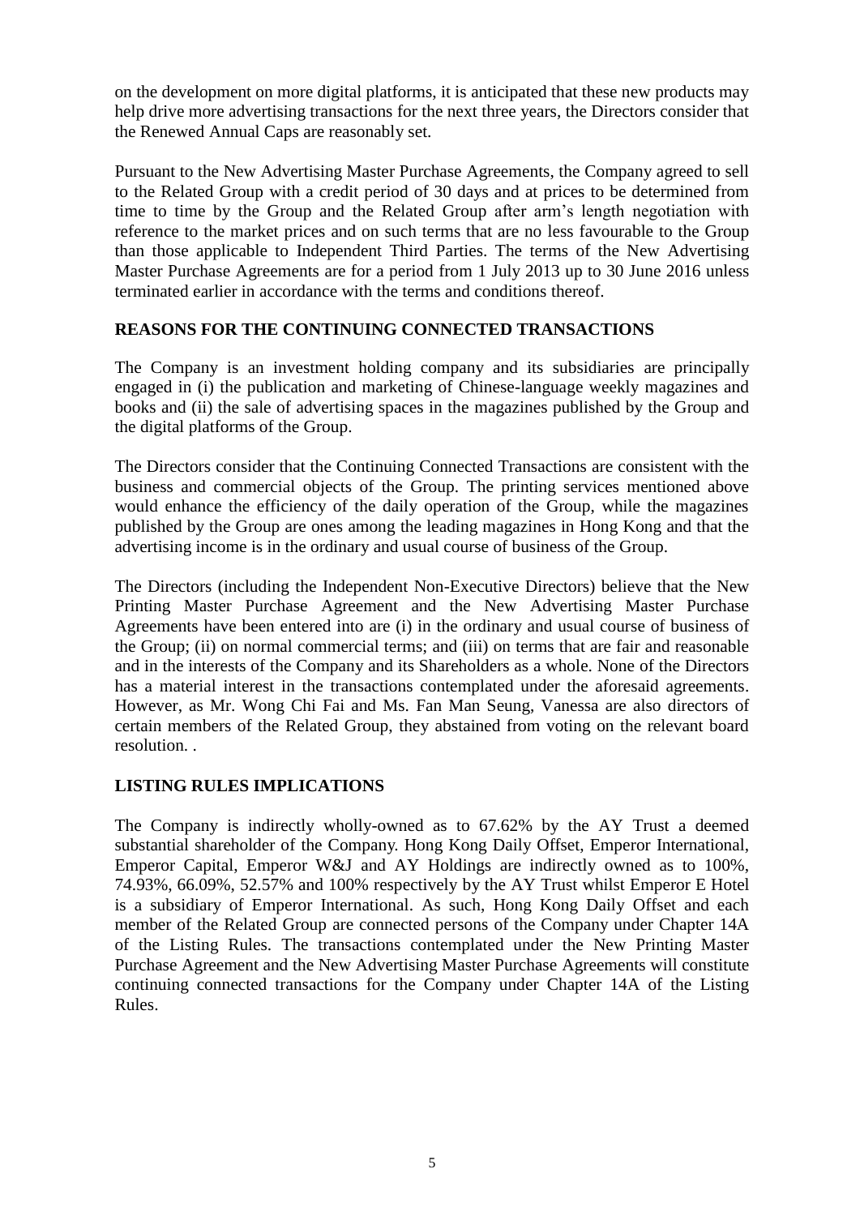on the development on more digital platforms, it is anticipated that these new products may help drive more advertising transactions for the next three years, the Directors consider that the Renewed Annual Caps are reasonably set.

Pursuant to the New Advertising Master Purchase Agreements, the Company agreed to sell to the Related Group with a credit period of 30 days and at prices to be determined from time to time by the Group and the Related Group after arm's length negotiation with reference to the market prices and on such terms that are no less favourable to the Group than those applicable to Independent Third Parties. The terms of the New Advertising Master Purchase Agreements are for a period from 1 July 2013 up to 30 June 2016 unless terminated earlier in accordance with the terms and conditions thereof.

## REASONS FOR THE CONTINUING CONNECTED TRANSACTIONS

The Company is an investment holding company and its subsidiaries are principally engaged in (i) the publication and marketing of Chinese-language weekly magazines and books and (ii) the sale of advertising spaces in the magazines published by the Group and the digital platforms of the Group.

The Directors consider that the Continuing Connected Transactions are consistent with the business and commercial objects of the Group. The printing services mentioned above would enhance the efficiency of the daily operation of the Group, while the magazines published by the Group are ones among the leading magazines in Hong Kong and that the advertising income is in the ordinary and usual course of business of the Group.

The Directors (including the Independent Non-Executive Directors) believe that the New Printing Master Purchase Agreement and the New Advertising Master Purchase Agreements have been entered into are (i) in the ordinary and usual course of business of the Group; (ii) on normal commercial terms; and (iii) on terms that are fair and reasonable and in the interests of the Company and its Shareholders as a whole. None of the Directors has a material interest in the transactions contemplated under the aforesaid agreements. However, as Mr. Wong Chi Fai and Ms. Fan Man Seung, Vanessa are also directors of certain members of the Related Group, they abstained from voting on the relevant board resolution. .

## LISTING RULES IMPLICATIONS

The Company is indirectly wholly-owned as to 67.62% by the AY Trust a deemed substantial shareholder of the Company. Hong Kong Daily Offset, Emperor International, Emperor Capital, Emperor W&J and AY Holdings are indirectly owned as to 100%, 74.93%, 66.09%, 52.57% and 100% respectively by the AY Trust whilst Emperor E Hotel is a subsidiary of Emperor International. As such, Hong Kong Daily Offset and each member of the Related Group are connected persons of the Company under Chapter 14A of the Listing Rules. The transactions contemplated under the New Printing Master Purchase Agreement and the New Advertising Master Purchase Agreements will constitute continuing connected transactions for the Company under Chapter 14A of the Listing Rules.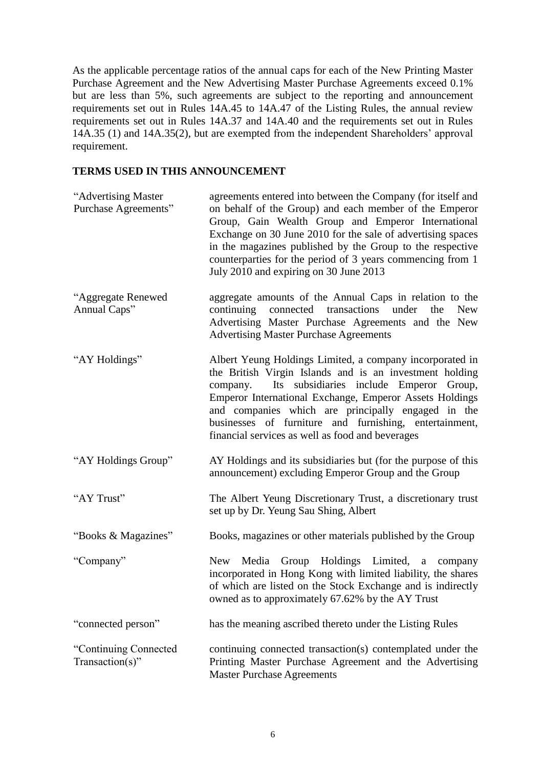As the applicable percentage ratios of the annual caps for each of the New Printing Master Purchase Agreement and the New Advertising Master Purchase Agreements exceed 0.1% but are less than 5%, such agreements are subject to the reporting and announcement requirements set out in Rules 14A.45 to 14A.47 of the Listing Rules, the annual review requirements set out in Rules 14A.37 and 14A.40 and the requirements set out in Rules 14A.35 (1) and 14A.35(2), but are exempted from the independent Shareholders' approval requirement.

## TERMS USED IN THIS ANNOUNCEMENT

| | |
|---|---|
| "Advertising Master Purchase Agreements" | agreements entered into between the Company (for itself and on behalf of the Group) and each member of the Emperor Group, Gain Wealth Group and Emperor International Exchange on 30 June 2010 for the sale of advertising spaces in the magazines published by the Group to the respective counterparties for the period of 3 years commencing from 1 July 2010 and expiring on 30 June 2013 |
| "Aggregate Renewed Annual Caps" | aggregate amounts of the Annual Caps in relation to the continuing connected transactions under the New Advertising Master Purchase Agreements and the New Advertising Master Purchase Agreements |
| "AY Holdings" | Albert Yeung Holdings Limited, a company incorporated in the British Virgin Islands and is an investment holding company. Its subsidiaries include Emperor Group, Emperor International Exchange, Emperor Assets Holdings and companies which are principally engaged in the businesses of furniture and furnishing, entertainment, financial services as well as food and beverages |
| "AY Holdings Group" | AY Holdings and its subsidiaries but (for the purpose of this announcement) excluding Emperor Group and the Group |
| "AY Trust" | The Albert Yeung Discretionary Trust, a discretionary trust set up by Dr. Yeung Sau Shing, Albert |
| "Books & Magazines" | Books, magazines or other materials published by the Group |
| "Company" | New Media Group Holdings Limited, a company incorporated in Hong Kong with limited liability, the shares of which are listed on the Stock Exchange and is indirectly owned as to approximately 67.62% by the AY Trust |
| "connected person" | has the meaning ascribed thereto under the Listing Rules |
| "Continuing Connected Transaction(s)" | continuing connected transaction(s) contemplated under the Printing Master Purchase Agreement and the Advertising Master Purchase Agreements |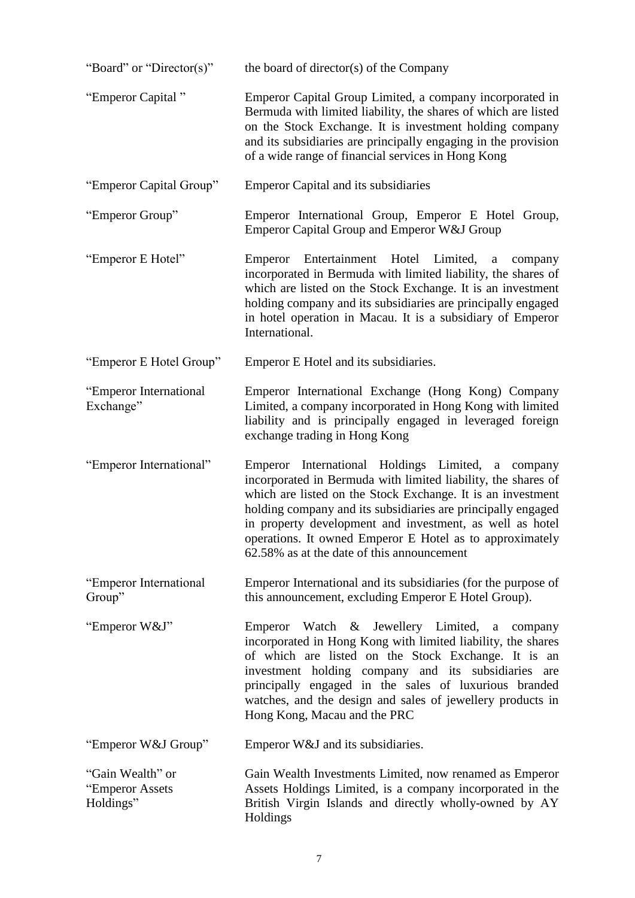| | |
|---|---|
| "Board" or "Director(s)" | the board of director(s) of the Company |
| "Emperor Capital " | Emperor Capital Group Limited, a company incorporated in Bermuda with limited liability, the shares of which are listed on the Stock Exchange. It is investment holding company and its subsidiaries are principally engaging in the provision of a wide range of financial services in Hong Kong |
| "Emperor Capital Group" | Emperor Capital and its subsidiaries |
| "Emperor Group" | Emperor International Group, Emperor E Hotel Group, Emperor Capital Group and Emperor W&J Group |
| "Emperor E Hotel" | Emperor Entertainment Hotel Limited, a company incorporated in Bermuda with limited liability, the shares of which are listed on the Stock Exchange. It is an investment holding company and its subsidiaries are principally engaged in hotel operation in Macau. It is a subsidiary of Emperor International. |
| "Emperor E Hotel Group" | Emperor E Hotel and its subsidiaries. |
| "Emperor International Exchange" | Emperor International Exchange (Hong Kong) Company Limited, a company incorporated in Hong Kong with limited liability and is principally engaged in leveraged foreign exchange trading in Hong Kong |
| "Emperor International" | Emperor International Holdings Limited, a company incorporated in Bermuda with limited liability, the shares of which are listed on the Stock Exchange. It is an investment holding company and its subsidiaries are principally engaged in property development and investment, as well as hotel operations. It owned Emperor E Hotel as to approximately 62.58% as at the date of this announcement |
| "Emperor International Group" | Emperor International and its subsidiaries (for the purpose of this announcement, excluding Emperor E Hotel Group). |
| "Emperor W&J" | Emperor Watch & Jewellery Limited, a company incorporated in Hong Kong with limited liability, the shares of which are listed on the Stock Exchange. It is an investment holding company and its subsidiaries are principally engaged in the sales of luxurious branded watches, and the design and sales of jewellery products in Hong Kong, Macau and the PRC |
| "Emperor W&J Group" | Emperor W&J and its subsidiaries. |
| "Gain Wealth" or "Emperor Assets Holdings" | Gain Wealth Investments Limited, now renamed as Emperor Assets Holdings Limited, is a company incorporated in the British Virgin Islands and directly wholly-owned by AY Holdings |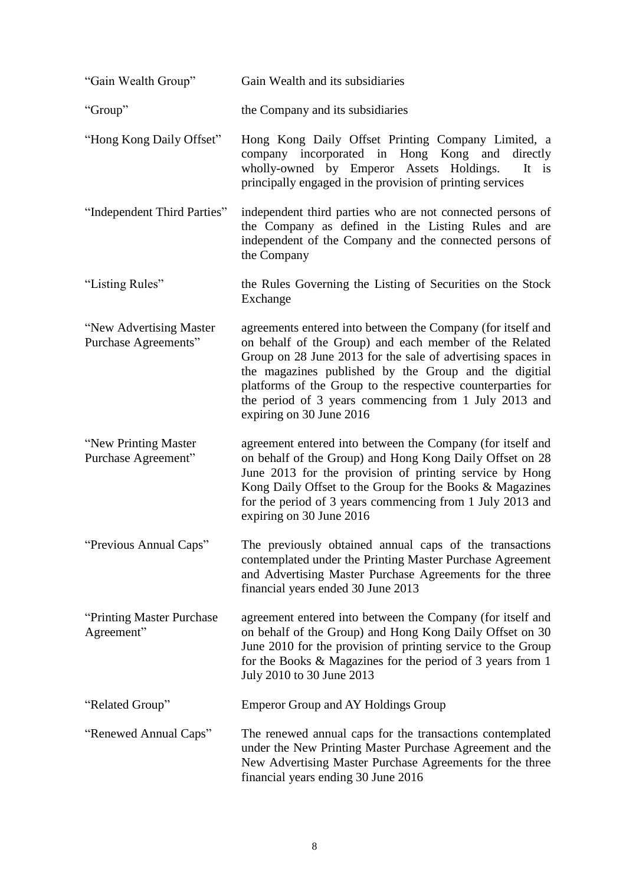| | |
|---|---|
| "Gain Wealth Group" | Gain Wealth and its subsidiaries |
| "Group" | the Company and its subsidiaries |
| "Hong Kong Daily Offset" | Hong Kong Daily Offset Printing Company Limited, a company incorporated in Hong Kong and directly wholly-owned by Emperor Assets Holdings. It is principally engaged in the provision of printing services |
| "Independent Third Parties" | independent third parties who are not connected persons of the Company as defined in the Listing Rules and are independent of the Company and the connected persons of the Company |
| "Listing Rules" | the Rules Governing the Listing of Securities on the Stock Exchange |
| "New Advertising Master Purchase Agreements" | agreements entered into between the Company (for itself and on behalf of the Group) and each member of the Related Group on 28 June 2013 for the sale of advertising spaces in the magazines published by the Group and the digitial platforms of the Group to the respective counterparties for the period of 3 years commencing from 1 July 2013 and expiring on 30 June 2016 |
| "New Printing Master Purchase Agreement" | agreement entered into between the Company (for itself and on behalf of the Group) and Hong Kong Daily Offset on 28 June 2013 for the provision of printing service by Hong Kong Daily Offset to the Group for the Books & Magazines for the period of 3 years commencing from 1 July 2013 and expiring on 30 June 2016 |
| "Previous Annual Caps" | The previously obtained annual caps of the transactions contemplated under the Printing Master Purchase Agreement and Advertising Master Purchase Agreements for the three financial years ended 30 June 2013 |
| "Printing Master Purchase Agreement" | agreement entered into between the Company (for itself and on behalf of the Group) and Hong Kong Daily Offset on 30 June 2010 for the provision of printing service to the Group for the Books & Magazines for the period of 3 years from 1 July 2010 to 30 June 2013 |
| "Related Group" | Emperor Group and AY Holdings Group |
| "Renewed Annual Caps" | The renewed annual caps for the transactions contemplated under the New Printing Master Purchase Agreement and the New Advertising Master Purchase Agreements for the three financial years ending 30 June 2016 |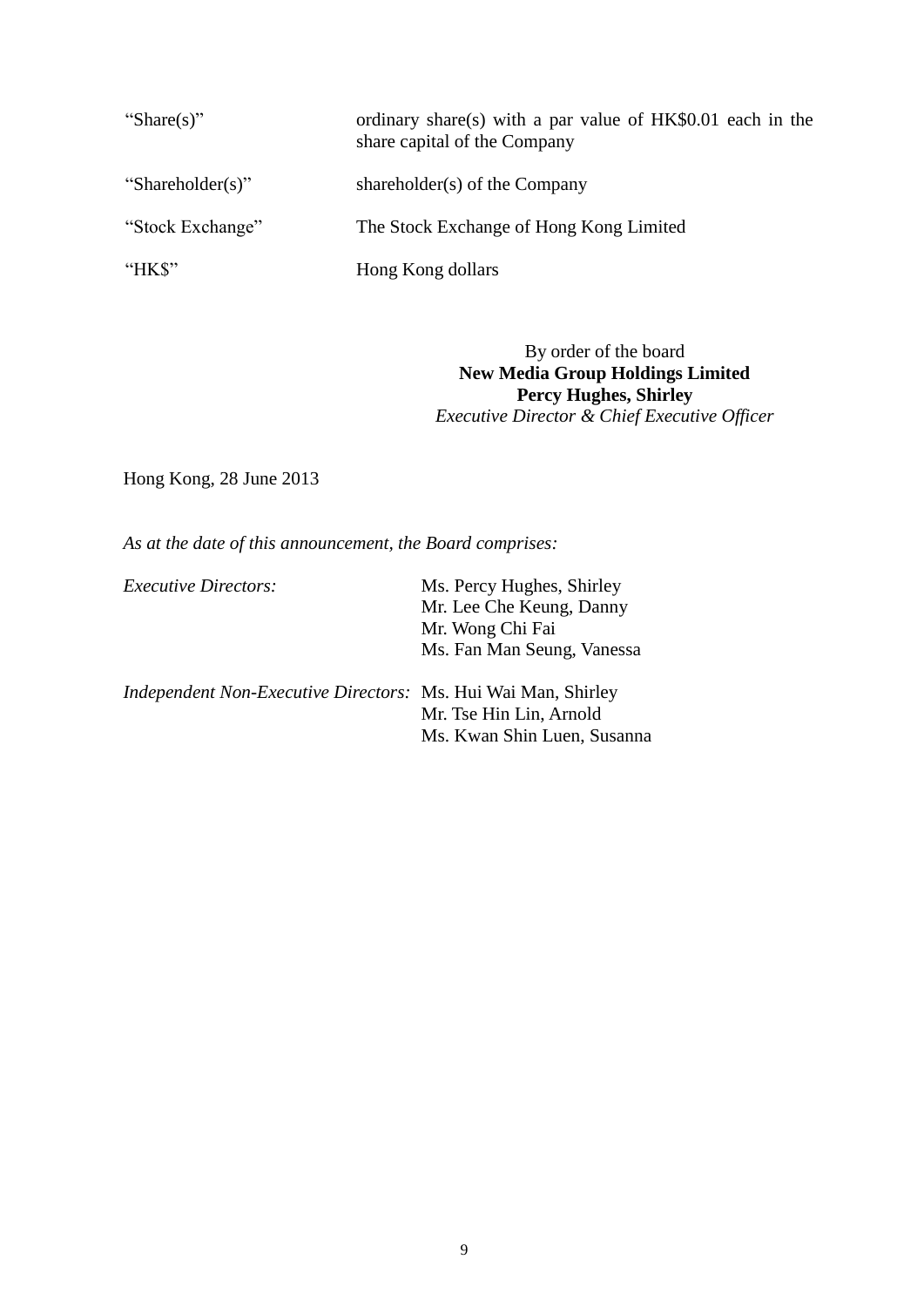| | |
|---|---|
| “Share(s)” | ordinary share(s) with a par value of HK$0.01 each in the share capital of the Company |
| “Shareholder(s)” | shareholder(s) of the Company |
| “Stock Exchange” | The Stock Exchange of Hong Kong Limited |
| “HK$” | Hong Kong dollars |

By order of the board
**New Media Group Holdings Limited**
**Percy Hughes, Shirley**
*Executive Director & Chief Executive Officer*

Hong Kong, 28 June 2013

*As at the date of this announcement, the Board comprises:*

| | |
|---|---|
| *Executive Directors:* | Ms. Percy Hughes, Shirley<br>Mr. Lee Che Keung, Danny<br>Mr. Wong Chi Fai<br>Ms. Fan Man Seung, Vanessa |
| *Independent Non-Executive Directors:* | Ms. Hui Wai Man, Shirley<br>Mr. Tse Hin Lin, Arnold<br>Ms. Kwan Shin Luen, Susanna |